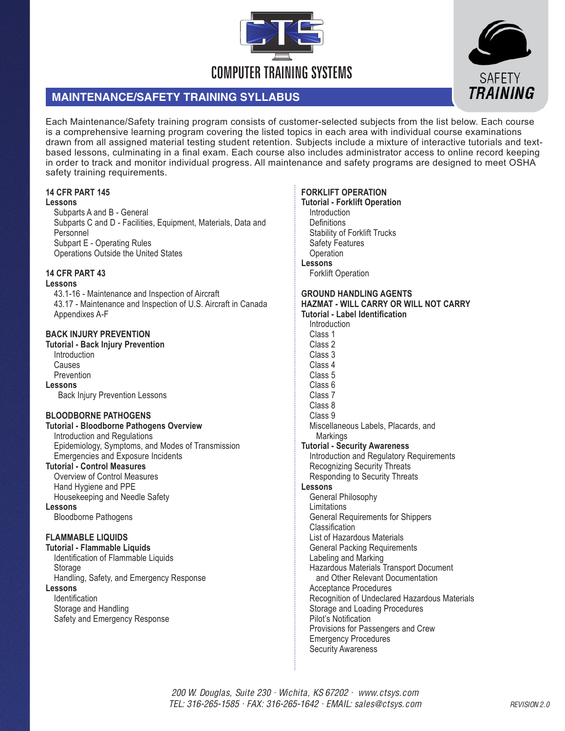# COMPUTER TRAINING SYSTEMS

SAFETY **TRAINING**

## MAINTENANCE/SAFETY TRAINING SYLLABUS

Each Maintenance/Safety training program consists of customer-selected subjects from the list below. Each course is a comprehensive learning program covering the listed topics in each area with individual course examinations drawn from all assigned material testing student retention. Subjects include a mixture of interactive tutorials and text-based lessons, culminating in a final exam. Each course also includes administrator access to online record keeping in order to track and monitor individual progress. All maintenance and safety programs are designed to meet OSHA safety training requirements.

### 14 CFR PART 145

**Lessons**

- Subparts A and B - General
- Subparts C and D - Facilities, Equipment, Materials, Data and Personnel
- Subpart E - Operating Rules
- Operations Outside the United States

### 14 CFR PART 43

**Lessons**

- 43.1-16 - Maintenance and Inspection of Aircraft
- 43.17 - Maintenance and Inspection of U.S. Aircraft in Canada
- Appendixes A-F

### BACK INJURY PREVENTION

**Tutorial - Back Injury Prevention**

- Introduction
- Causes
- Prevention

**Lessons**

- Back Injury Prevention Lessons

### BLOODBORNE PATHOGENS

**Tutorial - Bloodborne Pathogens Overview**

- Introduction and Regulations
- Epidemiology, Symptoms, and Modes of Transmission
- Emergencies and Exposure Incidents

**Tutorial - Control Measures**

- Overview of Control Measures
- Hand Hygiene and PPE
- Housekeeping and Needle Safety

**Lessons**

- Bloodborne Pathogens

### FLAMMABLE LIQUIDS

**Tutorial - Flammable Liquids**

- Identification of Flammable Liquids
- Storage
- Handling, Safety, and Emergency Response

**Lessons**

- Identification
- Storage and Handling
- Safety and Emergency Response

### FORKLIFT OPERATION

**Tutorial - Forklift Operation**

- Introduction
- Definitions
- Stability of Forklift Trucks
- Safety Features
- Operation

**Lessons**

- Forklift Operation

### GROUND HANDLING AGENTS
### HAZMAT - WILL CARRY OR WILL NOT CARRY

**Tutorial - Label Identification**

- Introduction
- Class 1
- Class 2
- Class 3
- Class 4
- Class 5
- Class 6
- Class 7
- Class 8
- Class 9
- Miscellaneous Labels, Placards, and Markings

**Tutorial - Security Awareness**

- Introduction and Regulatory Requirements
- Recognizing Security Threats
- Responding to Security Threats

**Lessons**

- General Philosophy
- Limitations
- General Requirements for Shippers
- Classification
- List of Hazardous Materials
- General Packing Requirements
- Labeling and Marking
- Hazardous Materials Transport Document and Other Relevant Documentation
- Acceptance Procedures
- Recognition of Undeclared Hazardous Materials
- Storage and Loading Procedures
- Pilot's Notification
- Provisions for Passengers and Crew
- Emergency Procedures
- Security Awareness

*200 W. Douglas, Suite 230 · Wichita, KS 67202 · www.ctsys.com*
*TEL: 316-265-1585 · FAX: 316-265-1642 · EMAIL: sales@ctsys.com*

*REVISION 2.0*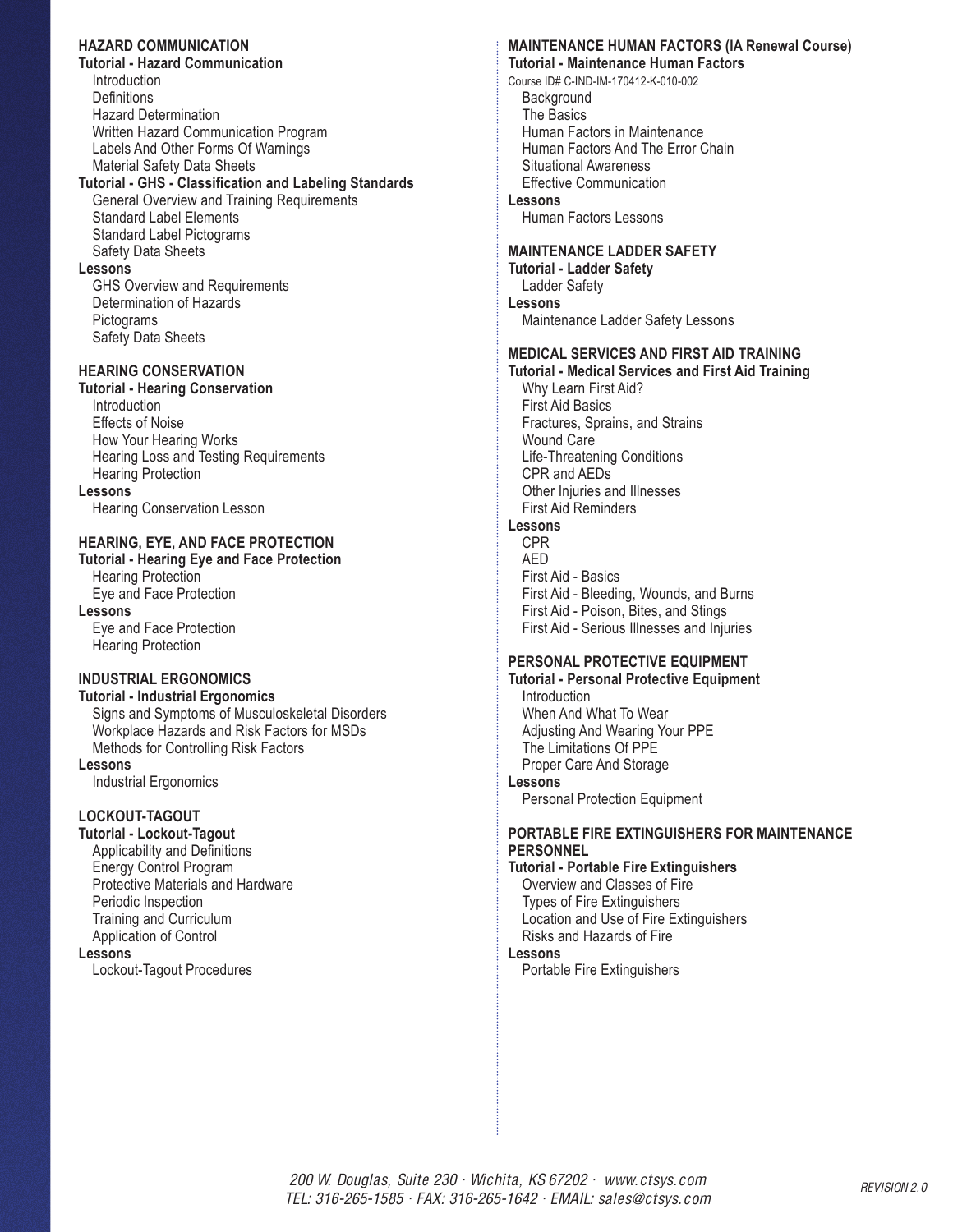## HAZARD COMMUNICATION

**Tutorial - Hazard Communication**

- Introduction
- Definitions
- Hazard Determination
- Written Hazard Communication Program
- Labels And Other Forms Of Warnings
- Material Safety Data Sheets

**Tutorial - GHS - Classification and Labeling Standards**

- General Overview and Training Requirements
- Standard Label Elements
- Standard Label Pictograms
- Safety Data Sheets

**Lessons**

- GHS Overview and Requirements
- Determination of Hazards
- Pictograms
- Safety Data Sheets

## HEARING CONSERVATION

**Tutorial - Hearing Conservation**

- Introduction
- Effects of Noise
- How Your Hearing Works
- Hearing Loss and Testing Requirements
- Hearing Protection

**Lessons**

- Hearing Conservation Lesson

## HEARING, EYE, AND FACE PROTECTION

**Tutorial - Hearing Eye and Face Protection**

- Hearing Protection
- Eye and Face Protection

**Lessons**

- Eye and Face Protection
- Hearing Protection

## INDUSTRIAL ERGONOMICS

**Tutorial - Industrial Ergonomics**

- Signs and Symptoms of Musculoskeletal Disorders
- Workplace Hazards and Risk Factors for MSDs
- Methods for Controlling Risk Factors

**Lessons**

- Industrial Ergonomics

## LOCKOUT-TAGOUT

**Tutorial - Lockout-Tagout**

- Applicability and Definitions
- Energy Control Program
- Protective Materials and Hardware
- Periodic Inspection
- Training and Curriculum
- Application of Control

**Lessons**

- Lockout-Tagout Procedures

## MAINTENANCE HUMAN FACTORS (IA Renewal Course)

**Tutorial - Maintenance Human Factors**

Course ID# C-IND-IM-170412-K-010-002

- Background
- The Basics
- Human Factors in Maintenance
- Human Factors And The Error Chain
- Situational Awareness
- Effective Communication

**Lessons**

- Human Factors Lessons

## MAINTENANCE LADDER SAFETY

**Tutorial - Ladder Safety**

- Ladder Safety

**Lessons**

- Maintenance Ladder Safety Lessons

## MEDICAL SERVICES AND FIRST AID TRAINING

**Tutorial - Medical Services and First Aid Training**

- Why Learn First Aid?
- First Aid Basics
- Fractures, Sprains, and Strains
- Wound Care
- Life-Threatening Conditions
- CPR and AEDs
- Other Injuries and Illnesses
- First Aid Reminders

**Lessons**

- CPR
- AED
- First Aid - Basics
- First Aid - Bleeding, Wounds, and Burns
- First Aid - Poison, Bites, and Stings
- First Aid - Serious Illnesses and Injuries

## PERSONAL PROTECTIVE EQUIPMENT

**Tutorial - Personal Protective Equipment**

- Introduction
- When And What To Wear
- Adjusting And Wearing Your PPE
- The Limitations Of PPE
- Proper Care And Storage

**Lessons**

- Personal Protection Equipment

## PORTABLE FIRE EXTINGUISHERS FOR MAINTENANCE PERSONNEL

**Tutorial - Portable Fire Extinguishers**

- Overview and Classes of Fire
- Types of Fire Extinguishers
- Location and Use of Fire Extinguishers
- Risks and Hazards of Fire

**Lessons**

- Portable Fire Extinguishers

*200 W. Douglas, Suite 230 · Wichita, KS 67202 · www.ctsys.com*
*TEL: 316-265-1585 · FAX: 316-265-1642 · EMAIL: sales@ctsys.com*

*REVISION 2.0*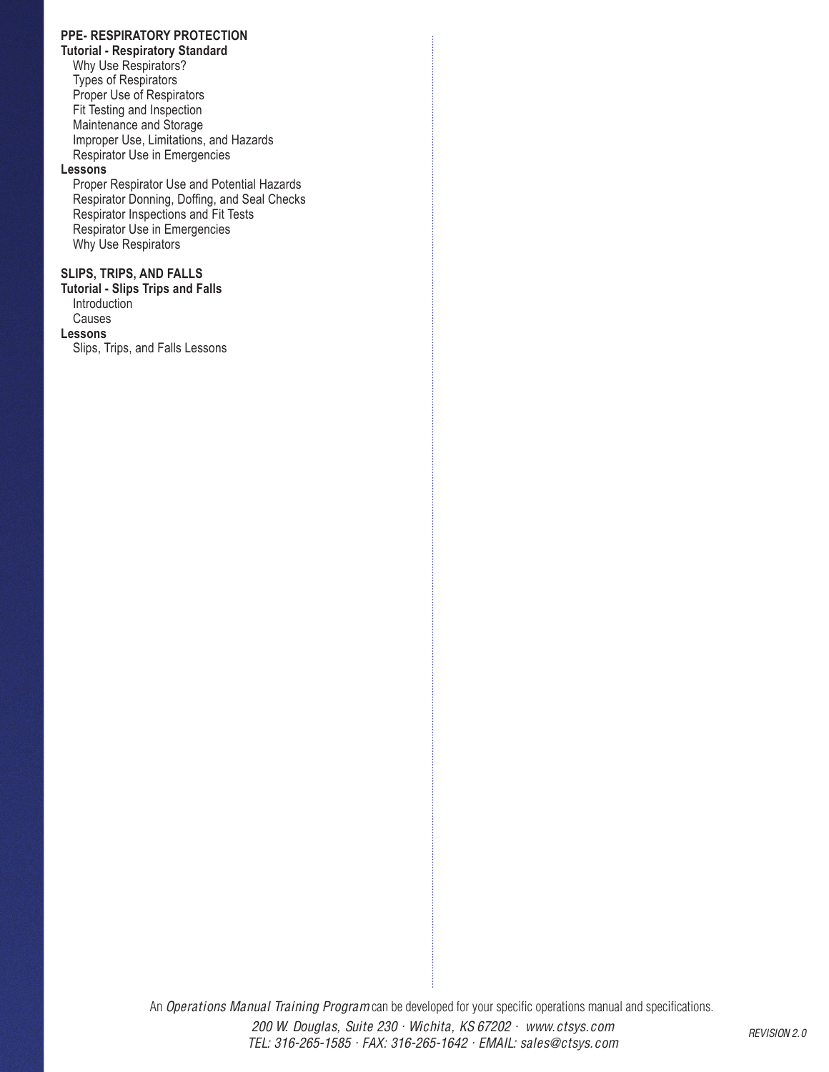**PPE- RESPIRATORY PROTECTION**

**Tutorial - Respiratory Standard**

- Why Use Respirators?
- Types of Respirators
- Proper Use of Respirators
- Fit Testing and Inspection
- Maintenance and Storage
- Improper Use, Limitations, and Hazards
- Respirator Use in Emergencies

**Lessons**

- Proper Respirator Use and Potential Hazards
- Respirator Donning, Doffing, and Seal Checks
- Respirator Inspections and Fit Tests
- Respirator Use in Emergencies
- Why Use Respirators

**SLIPS, TRIPS, AND FALLS**

**Tutorial - Slips Trips and Falls**

- Introduction
- Causes

**Lessons**

- Slips, Trips, and Falls Lessons

An *Operations Manual Training Program* can be developed for your specific operations manual and specifications.

*200 W. Douglas, Suite 230 · Wichita, KS 67202 · www.ctsys.com*

*TEL: 316-265-1585 · FAX: 316-265-1642 · EMAIL: sales@ctsys.com*

*REVISION 2.0*